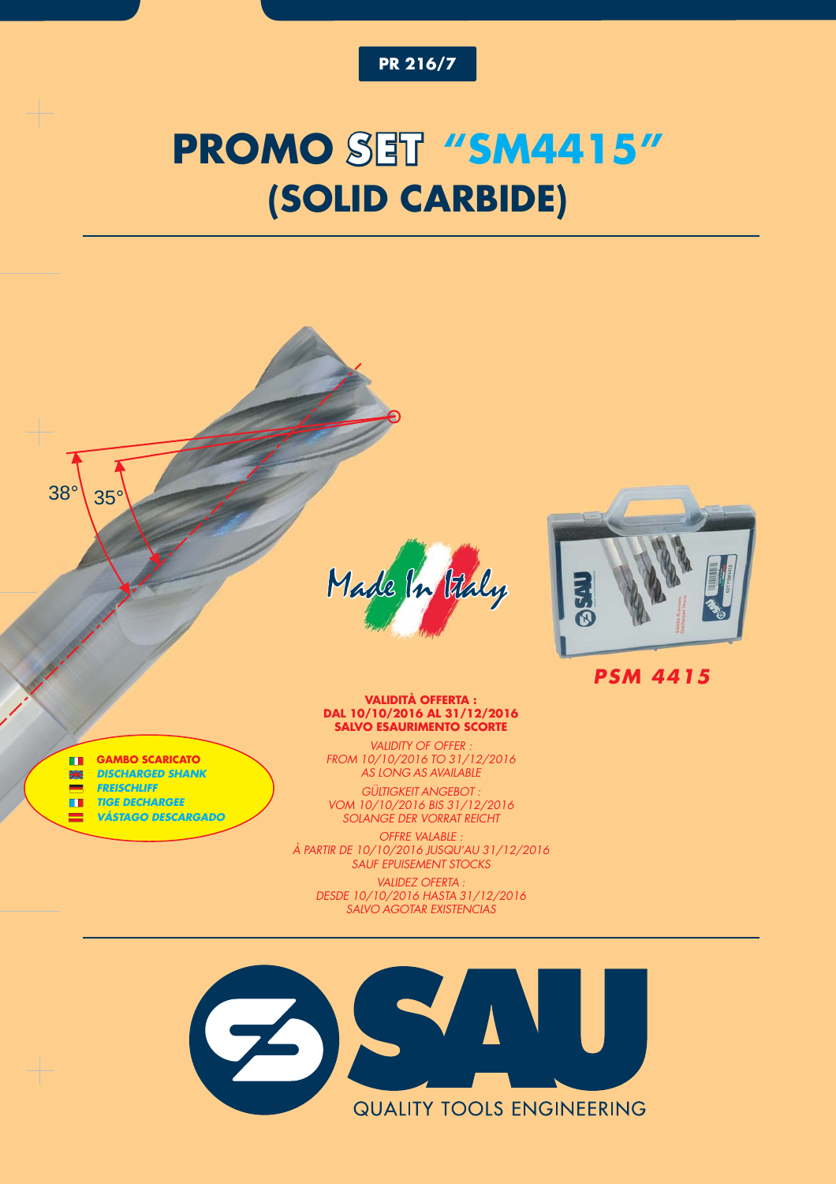PR 216/7

# PROMO SET "SM4415"
# (SOLID CARBIDE)

38° 35°

Made In Italy

***PSM 4415***

**GAMBO SCARICATO**
***DISCHARGED SHANK***
***FREISCHLIFF***
***TIGE DECHARGEE***
***VÁSTAGO DESCARGADO***

**VALIDITÀ OFFERTA :**
**DAL 10/10/2016 AL 31/12/2016**
**SALVO ESAURIMENTO SCORTE**

*VALIDITY OF OFFER :*
*FROM 10/10/2016 TO 31/12/2016*
*AS LONG AS AVAILABLE*

*GÜLTIGKEIT ANGEBOT :*
*VOM 10/10/2016 BIS 31/12/2016*
*SOLANGE DER VORRAT REICHT*

*OFFRE VALABLE :*
*À PARTIR DE 10/10/2016 JUSQU'AU 31/12/2016*
*SAUF EPUISEMENT STOCKS*

*VALIDEZ OFERTA :*
*DESDE 10/10/2016 HASTA 31/12/2016*
*SALVO AGOTAR EXISTENCIAS*

SAU
QUALITY TOOLS ENGINEERING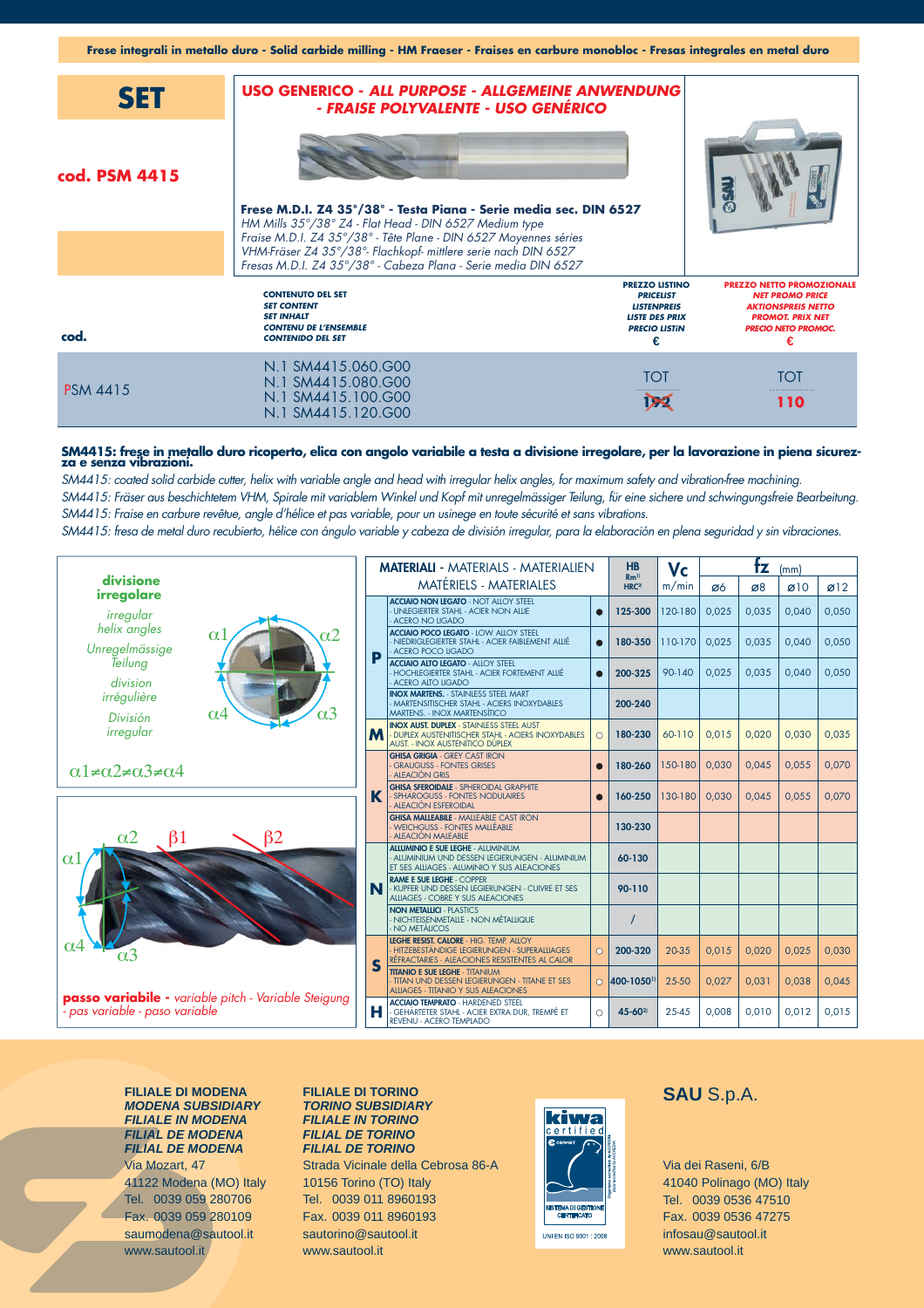Frese integrali in metallo duro - Solid carbide milling - HM Fraeser - Fraises en carbure monobloc - Fresas integrales en metal duro

# SET

## cod. PSM 4415

**USO GENERICO - *ALL PURPOSE - ALLGEMEINE ANWENDUNG - FRAISE POLYVALENTE - USO GENÉRICO***

**Frese M.D.I. Z4 35°/38° - Testa Piana - Serie media sec. DIN 6527**
*HM Mills 35°/38° Z4 - Flat Head - DIN 6527 Medium type*
*Fraise M.D.I. Z4 35°/38° - Tête Plane - DIN 6527 Moyennes séries*
*VHM-Fräser Z4 35°/38°- Flachkopf- mittlere serie nach DIN 6527*
*Fresas M.D.I. Z4 35°/38° - Cabeza Plana - Serie media DIN 6527*

| cod. | CONTENUTO DEL SET / *SET CONTENT / SET INHALT / CONTENU DE L'ENSEMBLE / CONTENIDO DEL SET* | PREZZO LISTINO / *PRICELIST / LISTENPREIS / LISTE DES PRIX / PRECIO LISTIN* € | PREZZO NETTO PROMOZIONALE / *NET PROMO PRICE / AKTIONSPREIS NETTO / PROMOT. PRIX NET / PRECIO NETO PROMOC.* € |
|---|---|---|---|
| PSM 4415 | N.1 SM4415.060.G00<br>N.1 SM4415.080.G00<br>N.1 SM4415.100.G00<br>N.1 SM4415.120.G00 | TOT<br>~~192~~ | TOT<br>**110** |

**SM4415: frese in metallo duro ricoperto, elica con angolo variabile a testa a divisione irregolare, per la lavorazione in piena sicurezza e senza vibrazioni.**

*SM4415: coated solid carbide cutter, helix with variable angle and head with irregular helix angles, for maximum safety and vibration-free machining.*

*SM4415: Fräser aus beschichtetem VHM, Spirale mit variablem Winkel und Kopf mit unregelmässiger Teilung, für eine sichere und schwingungsfreie Bearbeitung.*

*SM4415: Fraise en carbure revêtue, angle d'hélice et pas variable, pour un usinege en toute sécurité et sans vibrations.*

*SM4415: fresa de metal duro recubierto, hélice con ángulo variable y cabeza de división irregular, para la elaboración en plena seguridad y sin vibraciones.*

**divisione irregolare**
*irregular helix angles*
*Unregelmässige Teilung*
*division irrégulière*
*División irregular*

α1 α2 α3 α4

$\alpha1 \neq \alpha2 \neq \alpha3 \neq \alpha4$

α1 α2 α3 α4 β1 β2

**passo variabile -** *variable pitch - Variable Steigung - pas variable - paso variable*

| | MATERIALI - MATERIALS - MATERIALIEN MATÉRIELS - MATERIALES | | HB Rm[1] HRC[2] | Vc m/min | fz (mm) ø6 | ø8 | ø10 | ø12 |
|---|---|---|---|---|---|---|---|---|
| P | **ACCIAIO NON LEGATO** - NOT ALLOY STEEL - UNLEGIERTER STAHL - ACIER NON ALLIÉ - ACERO NO LIGADO | ● | 125-300 | 120-180 | 0,025 | 0,035 | 0,040 | 0,050 |
| P | **ACCIAIO POCO LEGATO** - LOW ALLOY STEEL - NIEDRIGLEGIERTER STAHL - ACIER FAIBLEMENT ALLIÉ - ACERO POCO LIGADO | ● | 180-350 | 110-170 | 0,025 | 0,035 | 0,040 | 0,050 |
| P | **ACCIAIO ALTO LEGATO** - ALLOY STEEL - HOCHLEGIERTER STAHL - ACIER FORTEMENT ALLIÉ - ACERO ALTO LIGADO | ● | 200-325 | 90-140 | 0,025 | 0,035 | 0,040 | 0,050 |
| P | **INOX MARTENS.** - STAINLESS STEEL MART - MARTENSITISCHER STAHL - ACIERS INOXYDABLES MARTENS. - INOX MARTENSÍTICO | | 200-240 | | | | | |
| M | **INOX AUST. DUPLEX** - STAINLESS STEEL AUST - DUPLEX AUSTENITISCHER STAHL - ACIERS INOXYDABLES AUST. - INOX AUSTENÍTICO DÚPLEX | ○ | 180-230 | 60-110 | 0,015 | 0,020 | 0,030 | 0,035 |
| K | **GHISA GRIGIA** - GREY CAST IRON - GRAUGUSS - FONTES GRISES - ALEACIÓN GRIS | ● | 180-260 | 150-180 | 0,030 | 0,045 | 0,055 | 0,070 |
| K | **GHISA SFEROIDALE** - SPHEROIDAL GRAPHITE - SPHAROGUSS - FONTES NODULAIRES - ALEACIÓN ESFEROIDAL | ● | 160-250 | 130-180 | 0,030 | 0,045 | 0,055 | 0,070 |
| K | **GHISA MALLEABILE** - MALLEABLE CAST IRON - WEICHGUSS - FONTES MALLÉABLE - ALEACIÓN MALEABLE | | 130-230 | | | | | |
| N | **ALLUMINIO E SUE LEGHE** - ALUMINIUM - ALUMINIUM UND DESSEN LEGIERUNGEN - ALUMINIUM ET SES ALLIAGES - ALUMINIO Y SUS ALEACIONES | | 60-130 | | | | | |
| N | **RAME E SUE LEGHE** - COPPER - KUPFER UND DESSEN LEGIERUNGEN - CUIVRE ET SES ALLIAGES - COBRE Y SUS ALEACIONES | | 90-110 | | | | | |
| N | **NON METALLICI** - PLASTICS - NICHTEISENMETALLE - NON MÉTALLIQUE - NO METÁLICOS | | / | | | | | |
| S | **LEGHE RESIST. CALORE** - HIG. TEMP. ALLOY - HITZEBESTÄNDIGE LEGIERUNGEN - SUPERALLIAGES RÉFRACTAIRES - ALEACIONES RESISTENTES AL CALOR | ○ | 200-320 | 20-35 | 0,015 | 0,020 | 0,025 | 0,030 |
| S | **TITANIO E SUE LEGHE** - TITANIUM - TITAN UND DESSEN LEGIERUNGEN - TITANE ET SES ALLIAGES - TITANIO Y SUS ALEACIONES | ○ | 400-1050[1] | 25-50 | 0,027 | 0,031 | 0,038 | 0,045 |
| H | **ACCIAIO TEMPRATO** - HARDENED STEEL - GEHARTETER STAHL - ACIER EXTRA DUR, TREMPÉ ET REVENU - ACERO TEMPLADO | ○ | 45-60[2] | 25-45 | 0,008 | 0,010 | 0,012 | 0,015 |

**FILIALE DI MODENA**
***MODENA SUBSIDIARY***
***FILIALE IN MODENA***
***FILIAL DE MODENA***
***FILIAL DE MODENA***
Via Mozart, 47
41122 Modena (MO) Italy
Tel. 0039 059 280706
Fax. 0039 059 280109
saumodena@sautool.it
www.sautool.it

**FILIALE DI TORINO**
***TORINO SUBSIDIARY***
***FILIALE IN TORINO***
***FILIAL DE TORINO***
***FILIAL DE TORINO***
Strada Vicinale della Cebrosa 86-A
10156 Torino (TO) Italy
Tel. 0039 011 8960193
Fax. 0039 011 8960193
sautorino@sautool.it
www.sautool.it

kiwa certified – SISTEMA DI GESTIONE CERTIFICATO – UNI EN ISO 9001 : 2008

**SAU** S.p.A.
Via dei Raseni, 6/B
41040 Polinago (MO) Italy
Tel. 0039 0536 47510
Fax. 0039 0536 47275
infosau@sautool.it
www.sautool.it